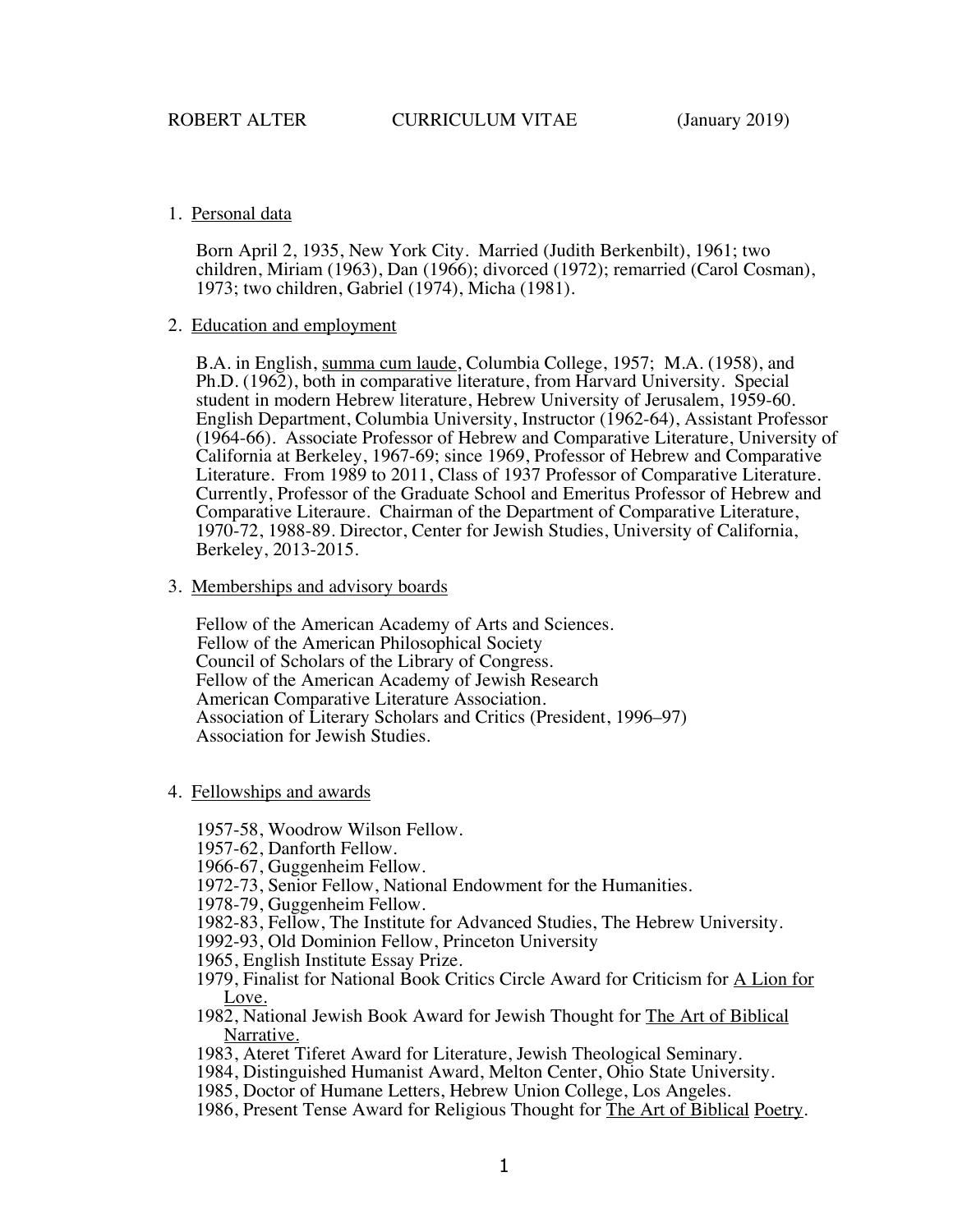ROBERT ALTER CURRICULUM VITAE (January 2019)

1. <u>Personal data</u>

   Born April 2, 1935, New York City. Married (Judith Berkenbilt), 1961; two children, Miriam (1963), Dan (1966); divorced (1972); remarried (Carol Cosman), 1973; two children, Gabriel (1974), Micha (1981).

2. <u>Education and employment</u>

   B.A. in English, <u>summa cum laude</u>, Columbia College, 1957; M.A. (1958), and Ph.D. (1962), both in comparative literature, from Harvard University. Special student in modern Hebrew literature, Hebrew University of Jerusalem, 1959-60. English Department, Columbia University, Instructor (1962-64), Assistant Professor (1964-66). Associate Professor of Hebrew and Comparative Literature, University of California at Berkeley, 1967-69; since 1969, Professor of Hebrew and Comparative Literature. From 1989 to 2011, Class of 1937 Professor of Comparative Literature. Currently, Professor of the Graduate School and Emeritus Professor of Hebrew and Comparative Literaure. Chairman of the Department of Comparative Literature, 1970-72, 1988-89. Director, Center for Jewish Studies, University of California, Berkeley, 2013-2015.

3. <u>Memberships and advisory boards</u>

   Fellow of the American Academy of Arts and Sciences.
   Fellow of the American Philosophical Society
   Council of Scholars of the Library of Congress.
   Fellow of the American Academy of Jewish Research
   American Comparative Literature Association.
   Association of Literary Scholars and Critics (President, 1996–97)
   Association for Jewish Studies.

4. <u>Fellowships and awards</u>

   1957-58, Woodrow Wilson Fellow.
   1957-62, Danforth Fellow.
   1966-67, Guggenheim Fellow.
   1972-73, Senior Fellow, National Endowment for the Humanities.
   1978-79, Guggenheim Fellow.
   1982-83, Fellow, The Institute for Advanced Studies, The Hebrew University.
   1992-93, Old Dominion Fellow, Princeton University
   1965, English Institute Essay Prize.
   1979, Finalist for National Book Critics Circle Award for Criticism for <u>A Lion for Love.</u>
   1982, National Jewish Book Award for Jewish Thought for <u>The Art of Biblical Narrative.</u>
   1983, Ateret Tiferet Award for Literature, Jewish Theological Seminary.
   1984, Distinguished Humanist Award, Melton Center, Ohio State University.
   1985, Doctor of Humane Letters, Hebrew Union College, Los Angeles.
   1986, Present Tense Award for Religious Thought for <u>The Art of Biblical Poetry</u>.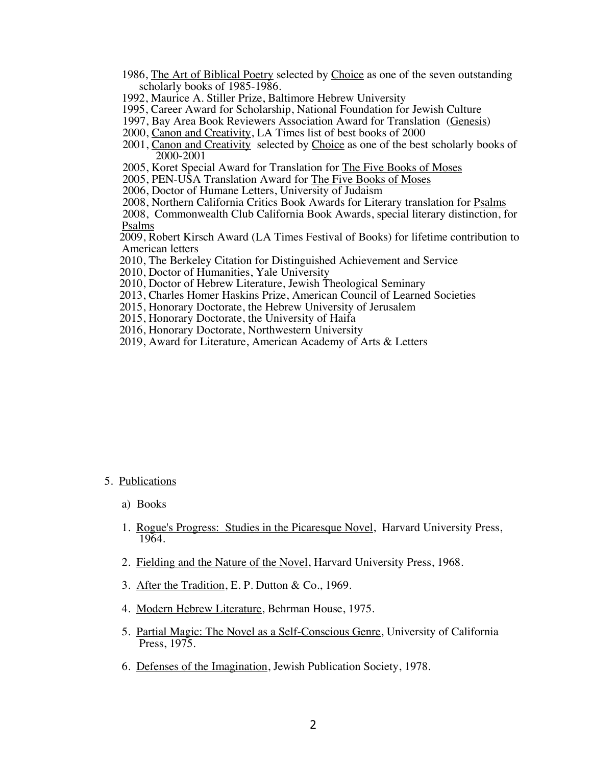1986, The Art of Biblical Poetry selected by Choice as one of the seven outstanding scholarly books of 1985-1986.

1992, Maurice A. Stiller Prize, Baltimore Hebrew University

1995, Career Award for Scholarship, National Foundation for Jewish Culture

1997, Bay Area Book Reviewers Association Award for Translation (Genesis)

2000, Canon and Creativity, LA Times list of best books of 2000

2001, Canon and Creativity selected by Choice as one of the best scholarly books of 2000-2001

2005, Koret Special Award for Translation for The Five Books of Moses

2005, PEN-USA Translation Award for The Five Books of Moses

2006, Doctor of Humane Letters, University of Judaism

2008, Northern California Critics Book Awards for Literary translation for Psalms

2008, Commonwealth Club California Book Awards, special literary distinction, for Psalms

2009, Robert Kirsch Award (LA Times Festival of Books) for lifetime contribution to American letters

2010, The Berkeley Citation for Distinguished Achievement and Service

2010, Doctor of Humanities, Yale University

2010, Doctor of Hebrew Literature, Jewish Theological Seminary

2013, Charles Homer Haskins Prize, American Council of Learned Societies

2015, Honorary Doctorate, the Hebrew University of Jerusalem

2015, Honorary Doctorate, the University of Haifa

2016, Honorary Doctorate, Northwestern University

2019, Award for Literature, American Academy of Arts & Letters

5. Publications

a) Books

1. Rogue's Progress: Studies in the Picaresque Novel, Harvard University Press, 1964.

2. Fielding and the Nature of the Novel, Harvard University Press, 1968.

3. After the Tradition, E. P. Dutton & Co., 1969.

4. Modern Hebrew Literature, Behrman House, 1975.

5. Partial Magic: The Novel as a Self-Conscious Genre, University of California Press, 1975.

6. Defenses of the Imagination, Jewish Publication Society, 1978.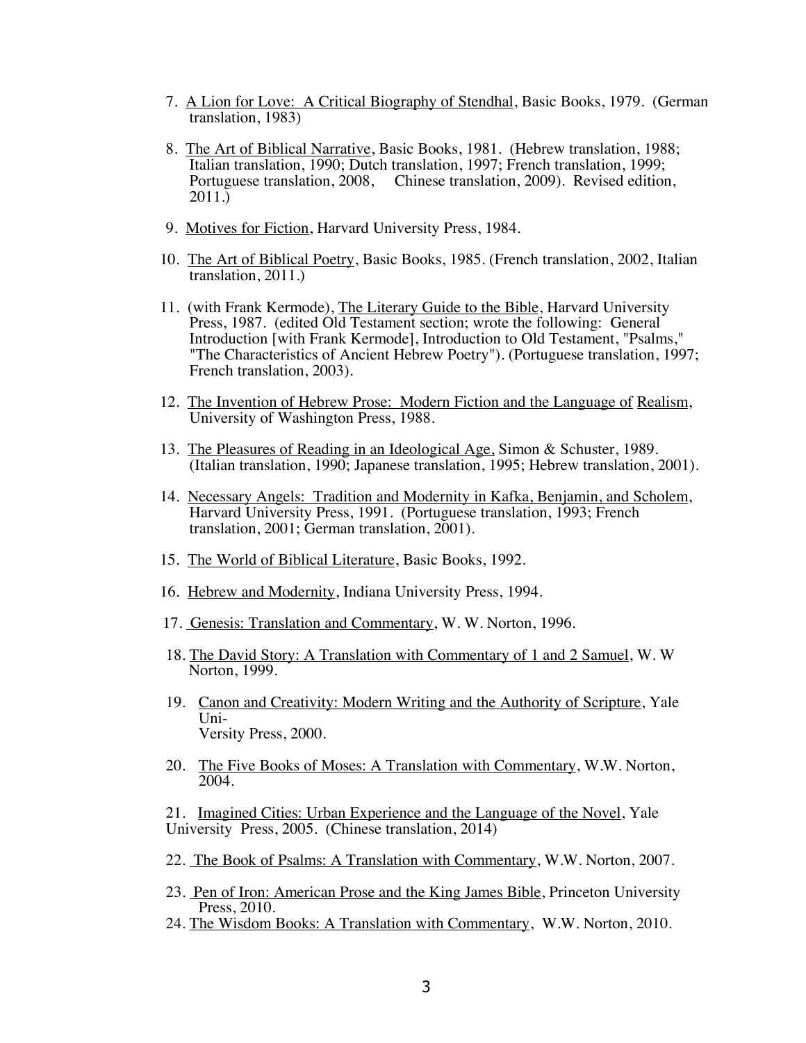7. <u>A Lion for Love: A Critical Biography of Stendhal</u>, Basic Books, 1979. (German translation, 1983)

8. <u>The Art of Biblical Narrative</u>, Basic Books, 1981. (Hebrew translation, 1988; Italian translation, 1990; Dutch translation, 1997; French translation, 1999; Portuguese translation, 2008, Chinese translation, 2009). Revised edition, 2011.)

9. <u>Motives for Fiction</u>, Harvard University Press, 1984.

10. <u>The Art of Biblical Poetry</u>, Basic Books, 1985. (French translation, 2002, Italian translation, 2011.)

11. (with Frank Kermode), <u>The Literary Guide to the Bible</u>, Harvard University Press, 1987. (edited Old Testament section; wrote the following: General Introduction [with Frank Kermode], Introduction to Old Testament, "Psalms," "The Characteristics of Ancient Hebrew Poetry"). (Portuguese translation, 1997; French translation, 2003).

12. <u>The Invention of Hebrew Prose: Modern Fiction and the Language of Realism</u>, University of Washington Press, 1988.

13. <u>The Pleasures of Reading in an Ideological Age,</u> Simon & Schuster, 1989. (Italian translation, 1990; Japanese translation, 1995; Hebrew translation, 2001).

14. <u>Necessary Angels: Tradition and Modernity in Kafka, Benjamin, and Scholem</u>, Harvard University Press, 1991. (Portuguese translation, 1993; French translation, 2001; German translation, 2001).

15. <u>The World of Biblical Literature</u>, Basic Books, 1992.

16. <u>Hebrew and Modernity</u>, Indiana University Press, 1994.

17. <u>Genesis: Translation and Commentary</u>, W. W. Norton, 1996.

18. <u>The David Story: A Translation with Commentary of 1 and 2 Samuel</u>, W. W Norton, 1999.

19. <u>Canon and Creativity: Modern Writing and the Authority of Scripture</u>, Yale Uni-
Versity Press, 2000.

20. <u>The Five Books of Moses: A Translation with Commentary</u>, W.W. Norton, 2004.

21. <u>Imagined Cities: Urban Experience and the Language of the Novel</u>, Yale University Press, 2005. (Chinese translation, 2014)

22. <u>The Book of Psalms: A Translation with Commentary</u>, W.W. Norton, 2007.

23. <u>Pen of Iron: American Prose and the King James Bible</u>, Princeton University Press, 2010.

24. <u>The Wisdom Books: A Translation with Commentary</u>, W.W. Norton, 2010.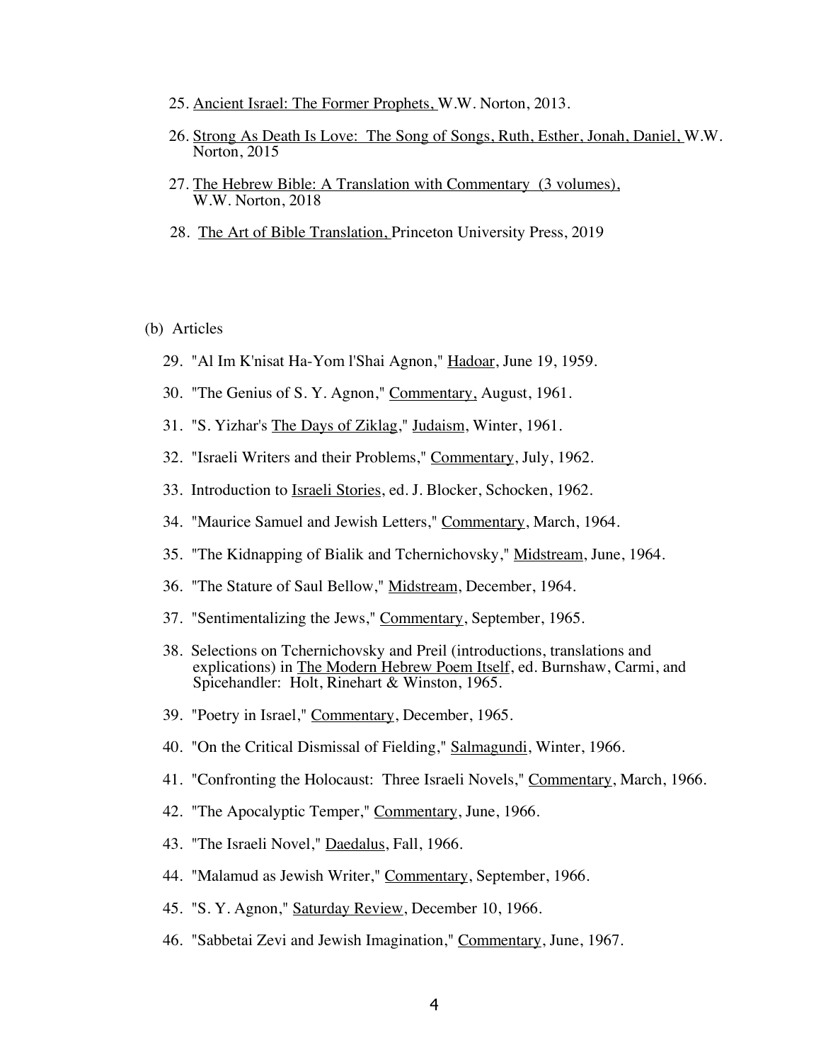25. Ancient Israel: The Former Prophets, W.W. Norton, 2013.

26. Strong As Death Is Love: The Song of Songs, Ruth, Esther, Jonah, Daniel, W.W. Norton, 2015

27. The Hebrew Bible: A Translation with Commentary (3 volumes), W.W. Norton, 2018

28. The Art of Bible Translation, Princeton University Press, 2019

(b) Articles

29. "Al Im K'nisat Ha-Yom l'Shai Agnon," Hadoar, June 19, 1959.

30. "The Genius of S. Y. Agnon," Commentary, August, 1961.

31. "S. Yizhar's The Days of Ziklag," Judaism, Winter, 1961.

32. "Israeli Writers and their Problems," Commentary, July, 1962.

33. Introduction to Israeli Stories, ed. J. Blocker, Schocken, 1962.

34. "Maurice Samuel and Jewish Letters," Commentary, March, 1964.

35. "The Kidnapping of Bialik and Tchernichovsky," Midstream, June, 1964.

36. "The Stature of Saul Bellow," Midstream, December, 1964.

37. "Sentimentalizing the Jews," Commentary, September, 1965.

38. Selections on Tchernichovsky and Preil (introductions, translations and explications) in The Modern Hebrew Poem Itself, ed. Burnshaw, Carmi, and Spicehandler: Holt, Rinehart & Winston, 1965.

39. "Poetry in Israel," Commentary, December, 1965.

40. "On the Critical Dismissal of Fielding," Salmagundi, Winter, 1966.

41. "Confronting the Holocaust: Three Israeli Novels," Commentary, March, 1966.

42. "The Apocalyptic Temper," Commentary, June, 1966.

43. "The Israeli Novel," Daedalus, Fall, 1966.

44. "Malamud as Jewish Writer," Commentary, September, 1966.

45. "S. Y. Agnon," Saturday Review, December 10, 1966.

46. "Sabbetai Zevi and Jewish Imagination," Commentary, June, 1967.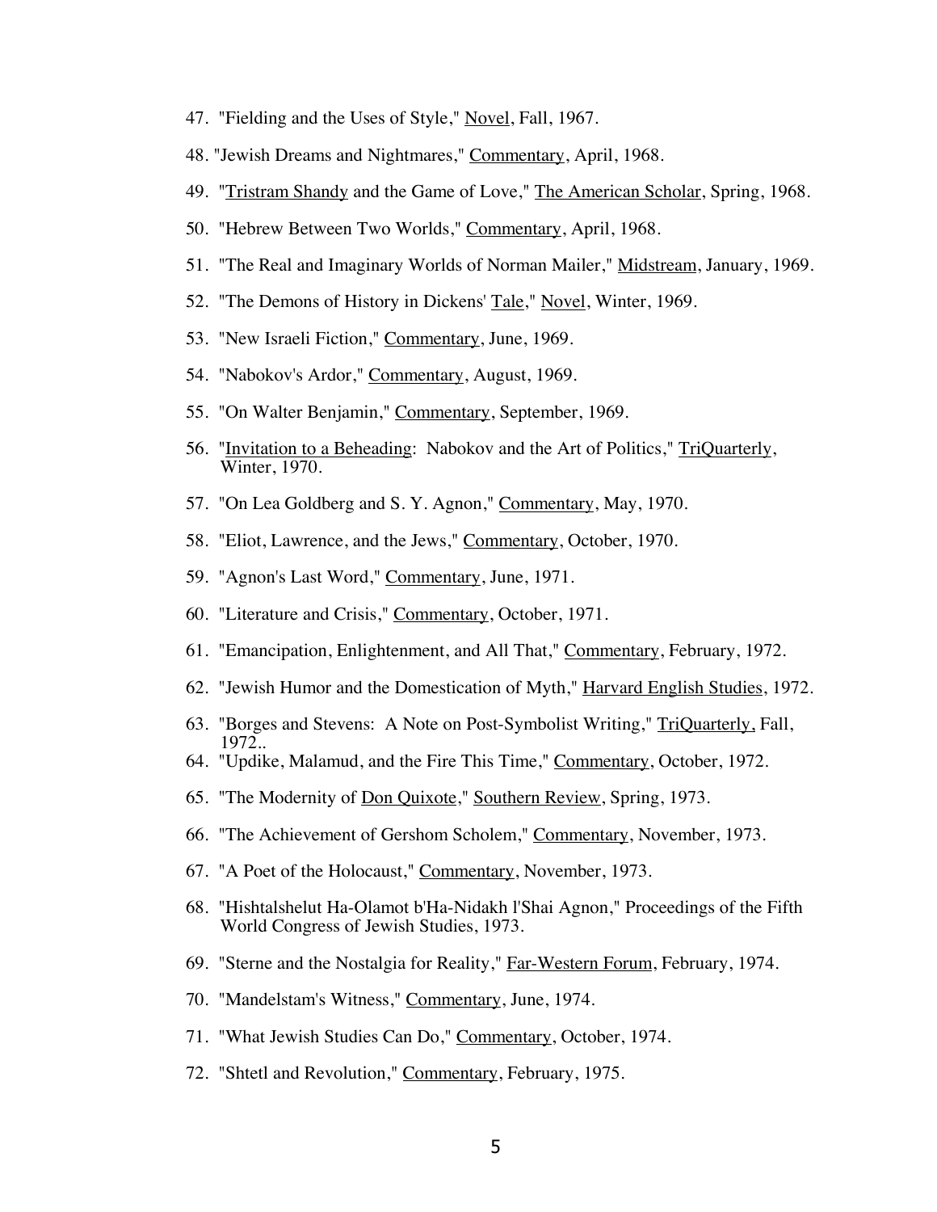47. "Fielding and the Uses of Style," Novel, Fall, 1967.
48. "Jewish Dreams and Nightmares," Commentary, April, 1968.
49. "Tristram Shandy and the Game of Love," The American Scholar, Spring, 1968.
50. "Hebrew Between Two Worlds," Commentary, April, 1968.
51. "The Real and Imaginary Worlds of Norman Mailer," Midstream, January, 1969.
52. "The Demons of History in Dickens' Tale," Novel, Winter, 1969.
53. "New Israeli Fiction," Commentary, June, 1969.
54. "Nabokov's Ardor," Commentary, August, 1969.
55. "On Walter Benjamin," Commentary, September, 1969.
56. "Invitation to a Beheading: Nabokov and the Art of Politics," TriQuarterly, Winter, 1970.
57. "On Lea Goldberg and S. Y. Agnon," Commentary, May, 1970.
58. "Eliot, Lawrence, and the Jews," Commentary, October, 1970.
59. "Agnon's Last Word," Commentary, June, 1971.
60. "Literature and Crisis," Commentary, October, 1971.
61. "Emancipation, Enlightenment, and All That," Commentary, February, 1972.
62. "Jewish Humor and the Domestication of Myth," Harvard English Studies, 1972.
63. "Borges and Stevens: A Note on Post-Symbolist Writing," TriQuarterly, Fall, 1972..
64. "Updike, Malamud, and the Fire This Time," Commentary, October, 1972.
65. "The Modernity of Don Quixote," Southern Review, Spring, 1973.
66. "The Achievement of Gershom Scholem," Commentary, November, 1973.
67. "A Poet of the Holocaust," Commentary, November, 1973.
68. "Hishtalshelut Ha-Olamot b'Ha-Nidakh l'Shai Agnon," Proceedings of the Fifth World Congress of Jewish Studies, 1973.
69. "Sterne and the Nostalgia for Reality," Far-Western Forum, February, 1974.
70. "Mandelstam's Witness," Commentary, June, 1974.
71. "What Jewish Studies Can Do," Commentary, October, 1974.
72. "Shtetl and Revolution," Commentary, February, 1975.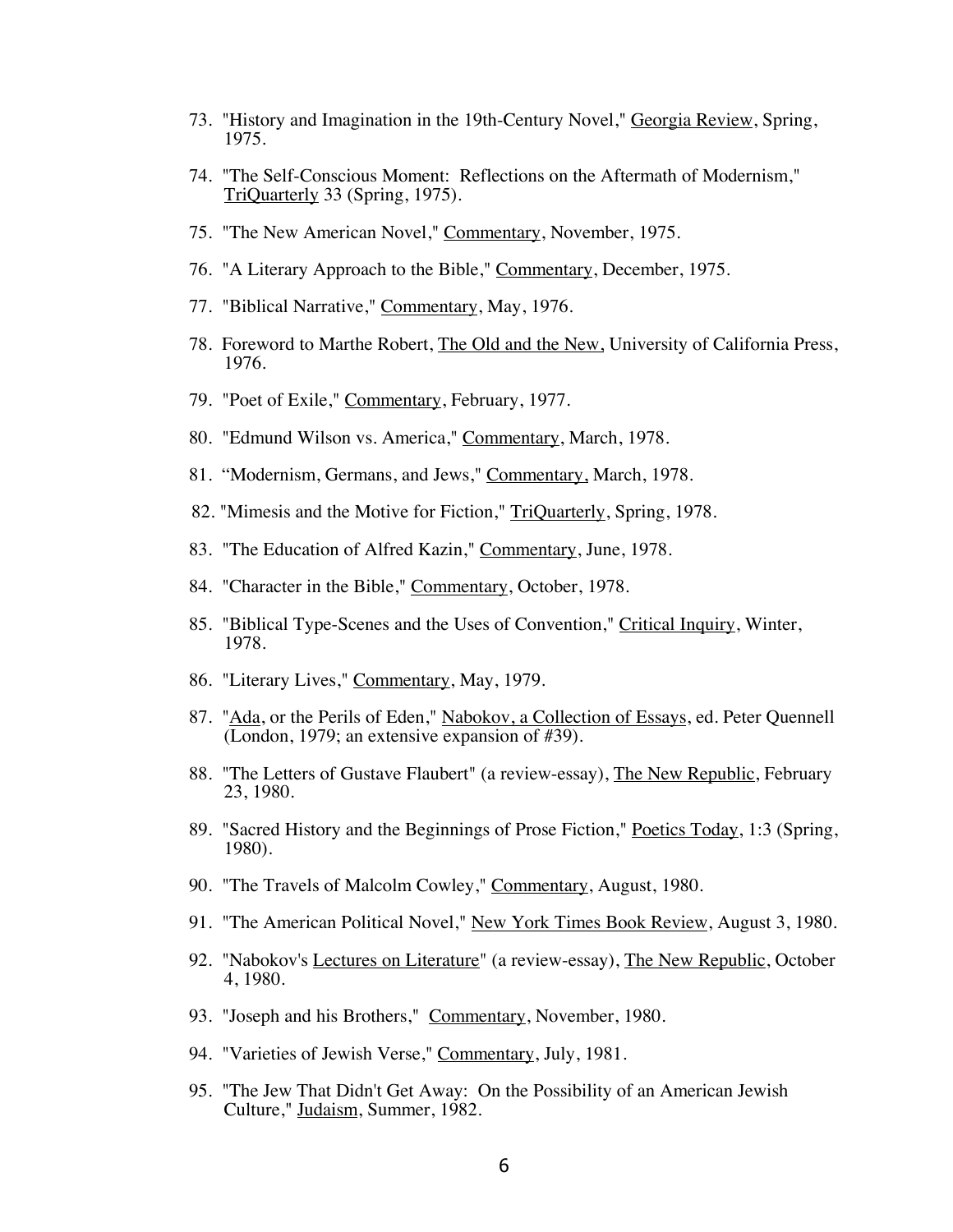73. "History and Imagination in the 19th-Century Novel," Georgia Review, Spring, 1975.

74. "The Self-Conscious Moment: Reflections on the Aftermath of Modernism," TriQuarterly 33 (Spring, 1975).

75. "The New American Novel," Commentary, November, 1975.

76. "A Literary Approach to the Bible," Commentary, December, 1975.

77. "Biblical Narrative," Commentary, May, 1976.

78. Foreword to Marthe Robert, The Old and the New, University of California Press, 1976.

79. "Poet of Exile," Commentary, February, 1977.

80. "Edmund Wilson vs. America," Commentary, March, 1978.

81. "Modernism, Germans, and Jews," Commentary, March, 1978.

82. "Mimesis and the Motive for Fiction," TriQuarterly, Spring, 1978.

83. "The Education of Alfred Kazin," Commentary, June, 1978.

84. "Character in the Bible," Commentary, October, 1978.

85. "Biblical Type-Scenes and the Uses of Convention," Critical Inquiry, Winter, 1978.

86. "Literary Lives," Commentary, May, 1979.

87. "Ada, or the Perils of Eden," Nabokov, a Collection of Essays, ed. Peter Quennell (London, 1979; an extensive expansion of #39).

88. "The Letters of Gustave Flaubert" (a review-essay), The New Republic, February 23, 1980.

89. "Sacred History and the Beginnings of Prose Fiction," Poetics Today, 1:3 (Spring, 1980).

90. "The Travels of Malcolm Cowley," Commentary, August, 1980.

91. "The American Political Novel," New York Times Book Review, August 3, 1980.

92. "Nabokov's Lectures on Literature" (a review-essay), The New Republic, October 4, 1980.

93. "Joseph and his Brothers," Commentary, November, 1980.

94. "Varieties of Jewish Verse," Commentary, July, 1981.

95. "The Jew That Didn't Get Away: On the Possibility of an American Jewish Culture," Judaism, Summer, 1982.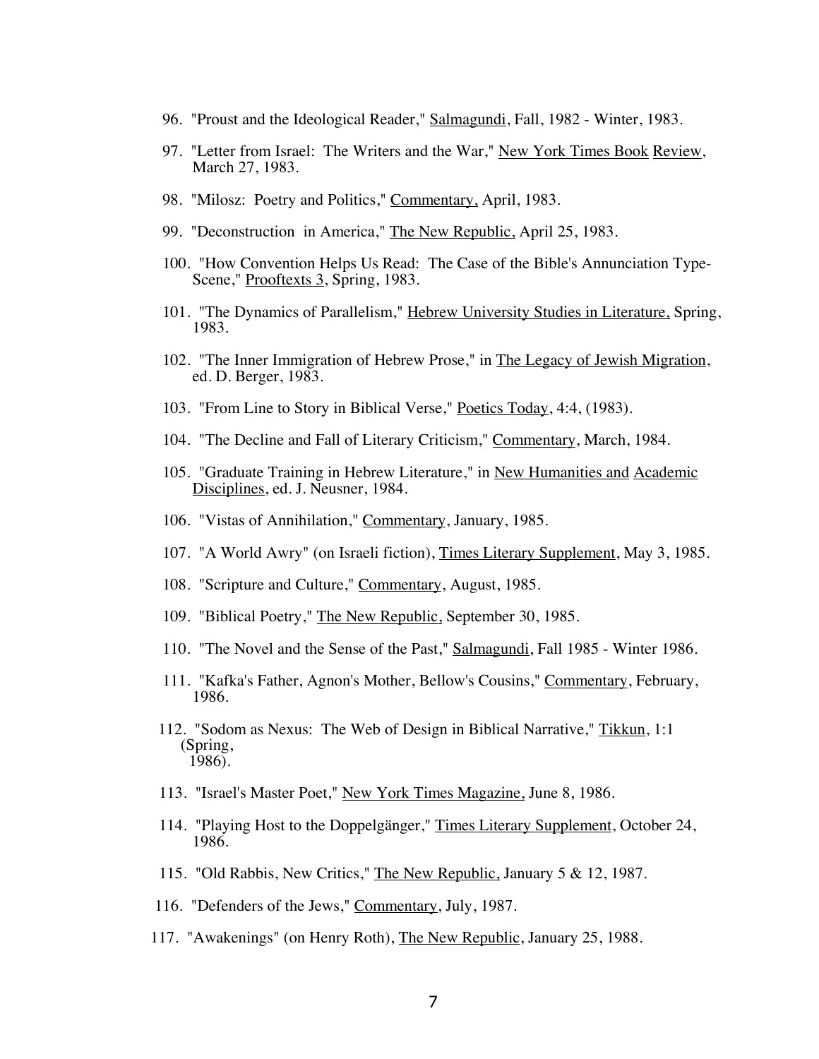96. "Proust and the Ideological Reader," Salmagundi, Fall, 1982 - Winter, 1983.

97. "Letter from Israel: The Writers and the War," New York Times Book Review, March 27, 1983.

98. "Milosz: Poetry and Politics," Commentary, April, 1983.

99. "Deconstruction in America," The New Republic, April 25, 1983.

100. "How Convention Helps Us Read: The Case of the Bible's Annunciation Type-Scene," Prooftexts 3, Spring, 1983.

101. "The Dynamics of Parallelism," Hebrew University Studies in Literature, Spring, 1983.

102. "The Inner Immigration of Hebrew Prose," in The Legacy of Jewish Migration, ed. D. Berger, 1983.

103. "From Line to Story in Biblical Verse," Poetics Today, 4:4, (1983).

104. "The Decline and Fall of Literary Criticism," Commentary, March, 1984.

105. "Graduate Training in Hebrew Literature," in New Humanities and Academic Disciplines, ed. J. Neusner, 1984.

106. "Vistas of Annihilation," Commentary, January, 1985.

107. "A World Awry" (on Israeli fiction), Times Literary Supplement, May 3, 1985.

108. "Scripture and Culture," Commentary, August, 1985.

109. "Biblical Poetry," The New Republic, September 30, 1985.

110. "The Novel and the Sense of the Past," Salmagundi, Fall 1985 - Winter 1986.

111. "Kafka's Father, Agnon's Mother, Bellow's Cousins," Commentary, February, 1986.

112. "Sodom as Nexus: The Web of Design in Biblical Narrative," Tikkun, 1:1 (Spring, 1986).

113. "Israel's Master Poet," New York Times Magazine, June 8, 1986.

114. "Playing Host to the Doppelgänger," Times Literary Supplement, October 24, 1986.

115. "Old Rabbis, New Critics," The New Republic, January 5 & 12, 1987.

116. "Defenders of the Jews," Commentary, July, 1987.

117. "Awakenings" (on Henry Roth), The New Republic, January 25, 1988.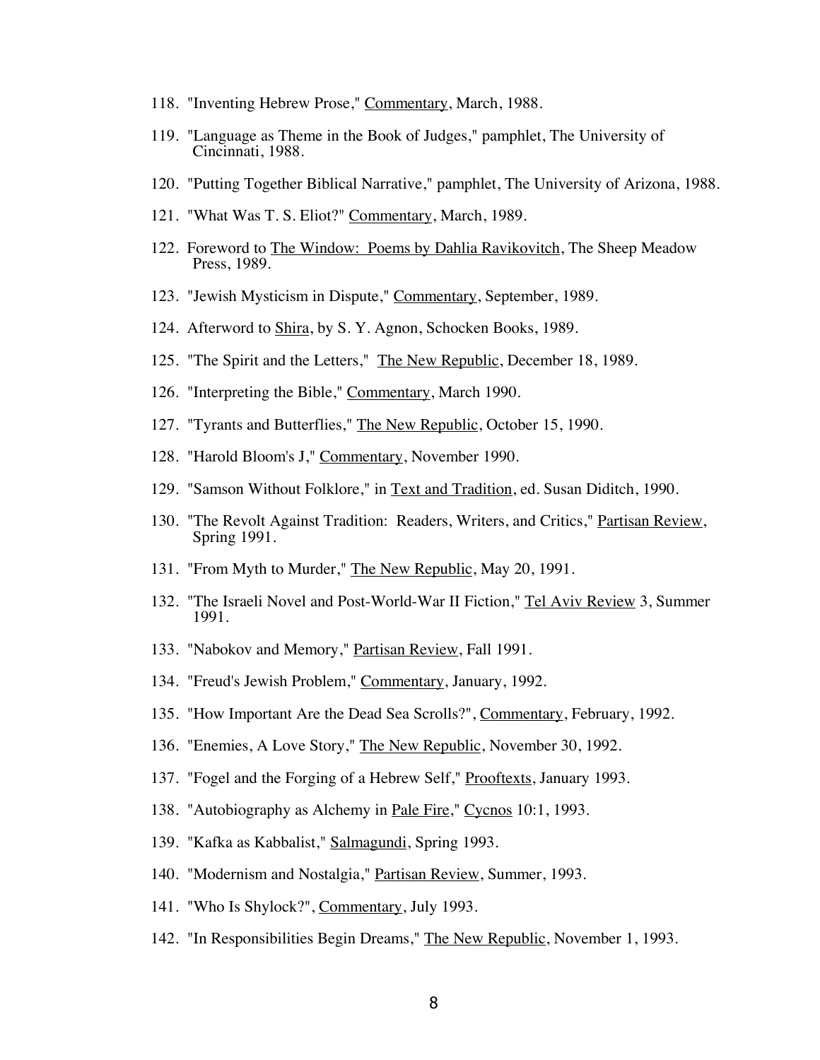118. "Inventing Hebrew Prose," Commentary, March, 1988.

119. "Language as Theme in the Book of Judges," pamphlet, The University of Cincinnati, 1988.

120. "Putting Together Biblical Narrative," pamphlet, The University of Arizona, 1988.

121. "What Was T. S. Eliot?" Commentary, March, 1989.

122. Foreword to The Window: Poems by Dahlia Ravikovitch, The Sheep Meadow Press, 1989.

123. "Jewish Mysticism in Dispute," Commentary, September, 1989.

124. Afterword to Shira, by S. Y. Agnon, Schocken Books, 1989.

125. "The Spirit and the Letters," The New Republic, December 18, 1989.

126. "Interpreting the Bible," Commentary, March 1990.

127. "Tyrants and Butterflies," The New Republic, October 15, 1990.

128. "Harold Bloom's J," Commentary, November 1990.

129. "Samson Without Folklore," in Text and Tradition, ed. Susan Diditch, 1990.

130. "The Revolt Against Tradition: Readers, Writers, and Critics," Partisan Review, Spring 1991.

131. "From Myth to Murder," The New Republic, May 20, 1991.

132. "The Israeli Novel and Post-World-War II Fiction," Tel Aviv Review 3, Summer 1991.

133. "Nabokov and Memory," Partisan Review, Fall 1991.

134. "Freud's Jewish Problem," Commentary, January, 1992.

135. "How Important Are the Dead Sea Scrolls?", Commentary, February, 1992.

136. "Enemies, A Love Story," The New Republic, November 30, 1992.

137. "Fogel and the Forging of a Hebrew Self," Prooftexts, January 1993.

138. "Autobiography as Alchemy in Pale Fire," Cycnos 10:1, 1993.

139. "Kafka as Kabbalist," Salmagundi, Spring 1993.

140. "Modernism and Nostalgia," Partisan Review, Summer, 1993.

141. "Who Is Shylock?", Commentary, July 1993.

142. "In Responsibilities Begin Dreams," The New Republic, November 1, 1993.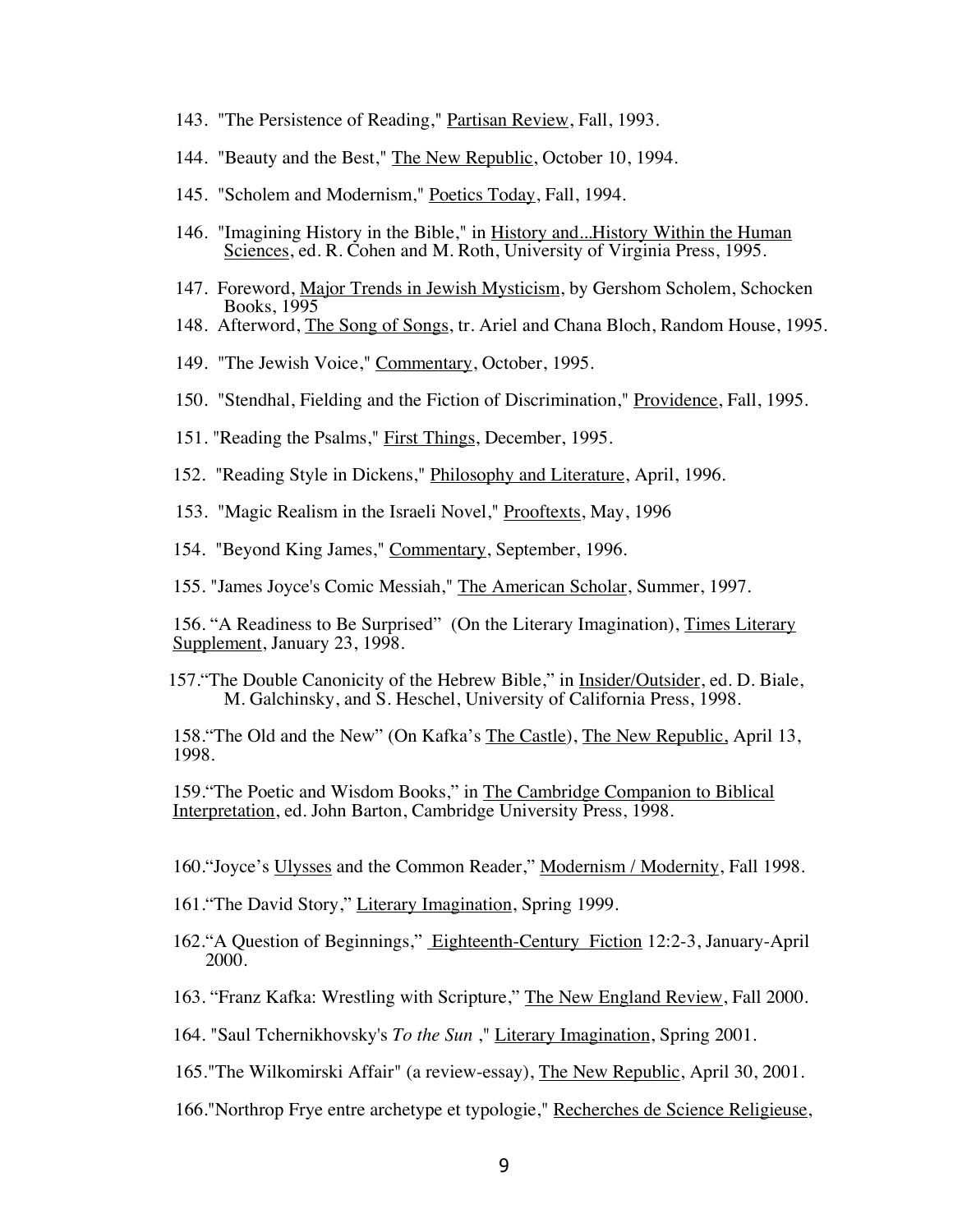143. "The Persistence of Reading," Partisan Review, Fall, 1993.

144. "Beauty and the Best," The New Republic, October 10, 1994.

145. "Scholem and Modernism," Poetics Today, Fall, 1994.

146. "Imagining History in the Bible," in History and...History Within the Human Sciences, ed. R. Cohen and M. Roth, University of Virginia Press, 1995.

147. Foreword, Major Trends in Jewish Mysticism, by Gershom Scholem, Schocken Books, 1995

148. Afterword, The Song of Songs, tr. Ariel and Chana Bloch, Random House, 1995.

149. "The Jewish Voice," Commentary, October, 1995.

150. "Stendhal, Fielding and the Fiction of Discrimination," Providence, Fall, 1995.

151. "Reading the Psalms," First Things, December, 1995.

152. "Reading Style in Dickens," Philosophy and Literature, April, 1996.

153. "Magic Realism in the Israeli Novel," Prooftexts, May, 1996

154. "Beyond King James," Commentary, September, 1996.

155. "James Joyce's Comic Messiah," The American Scholar, Summer, 1997.

156. "A Readiness to Be Surprised" (On the Literary Imagination), Times Literary Supplement, January 23, 1998.

157. "The Double Canonicity of the Hebrew Bible," in Insider/Outsider, ed. D. Biale, M. Galchinsky, and S. Heschel, University of California Press, 1998.

158. "The Old and the New" (On Kafka's The Castle), The New Republic, April 13, 1998.

159. "The Poetic and Wisdom Books," in The Cambridge Companion to Biblical Interpretation, ed. John Barton, Cambridge University Press, 1998.

160. "Joyce's Ulysses and the Common Reader," Modernism / Modernity, Fall 1998.

161. "The David Story," Literary Imagination, Spring 1999.

162. "A Question of Beginnings," Eighteenth-Century Fiction 12:2-3, January-April 2000.

163. "Franz Kafka: Wrestling with Scripture," The New England Review, Fall 2000.

164. "Saul Tchernikhovsky's *To the Sun* ," Literary Imagination, Spring 2001.

165. "The Wilkomirski Affair" (a review-essay), The New Republic, April 30, 2001.

166. "Northrop Frye entre archetype et typologie," Recherches de Science Religieuse,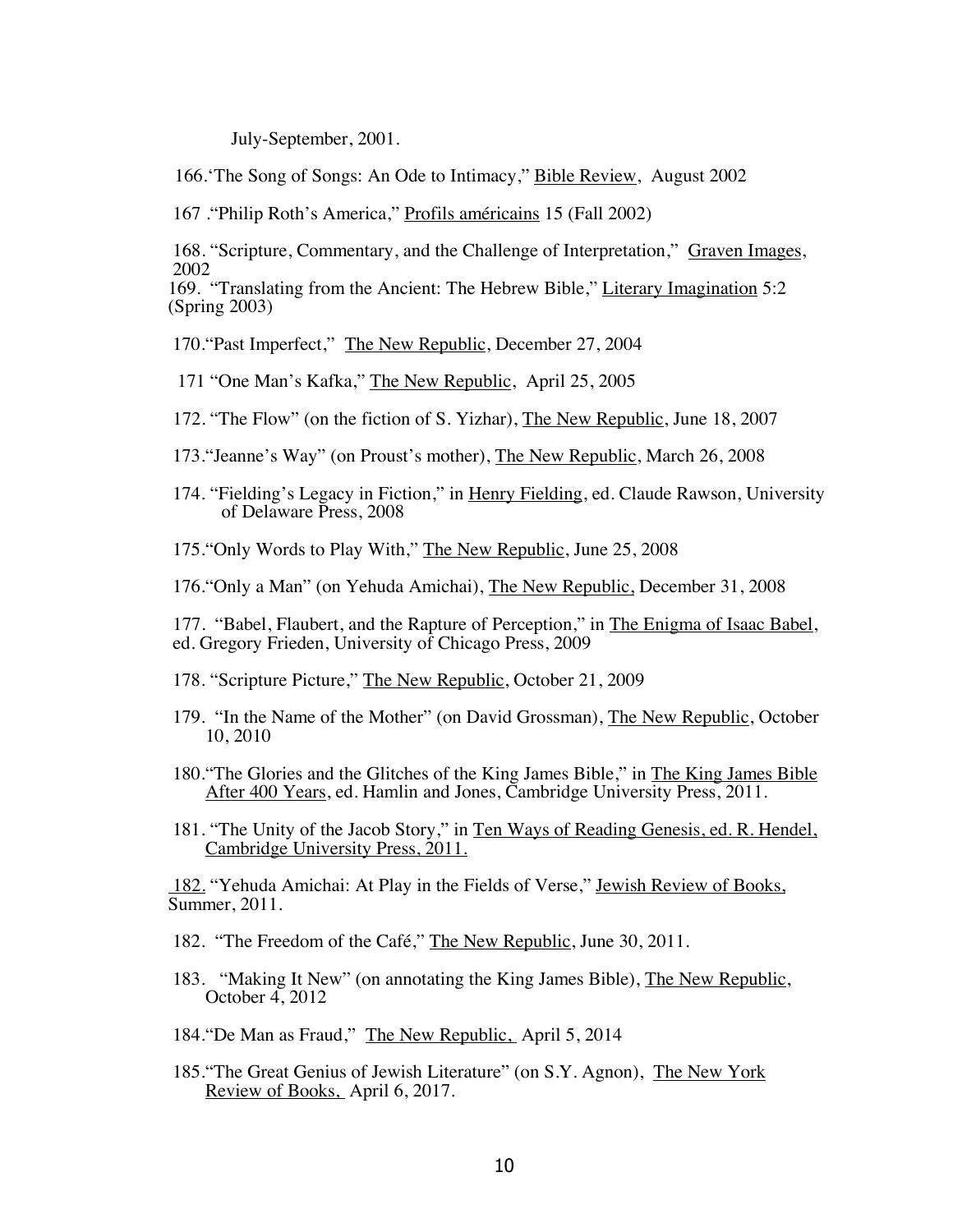July-September, 2001.

166.'The Song of Songs: An Ode to Intimacy," Bible Review, August 2002

167 ."Philip Roth's America," Profils américains 15 (Fall 2002)

168. "Scripture, Commentary, and the Challenge of Interpretation," Graven Images, 2002

169. "Translating from the Ancient: The Hebrew Bible," Literary Imagination 5:2 (Spring 2003)

170."Past Imperfect," The New Republic, December 27, 2004

171 "One Man's Kafka," The New Republic, April 25, 2005

172. "The Flow" (on the fiction of S. Yizhar), The New Republic, June 18, 2007

173."Jeanne's Way" (on Proust's mother), The New Republic, March 26, 2008

174. "Fielding's Legacy in Fiction," in Henry Fielding, ed. Claude Rawson, University of Delaware Press, 2008

175."Only Words to Play With," The New Republic, June 25, 2008

176."Only a Man" (on Yehuda Amichai), The New Republic, December 31, 2008

177. "Babel, Flaubert, and the Rapture of Perception," in The Enigma of Isaac Babel, ed. Gregory Frieden, University of Chicago Press, 2009

178. "Scripture Picture," The New Republic, October 21, 2009

179. "In the Name of the Mother" (on David Grossman), The New Republic, October 10, 2010

180."The Glories and the Glitches of the King James Bible," in The King James Bible After 400 Years, ed. Hamlin and Jones, Cambridge University Press, 2011.

181. "The Unity of the Jacob Story," in Ten Ways of Reading Genesis, ed. R. Hendel, Cambridge University Press, 2011.

182. "Yehuda Amichai: At Play in the Fields of Verse," Jewish Review of Books, Summer, 2011.

182. "The Freedom of the Café," The New Republic, June 30, 2011.

183. "Making It New" (on annotating the King James Bible), The New Republic, October 4, 2012

184."De Man as Fraud," The New Republic, April 5, 2014

185."The Great Genius of Jewish Literature" (on S.Y. Agnon), The New York Review of Books, April 6, 2017.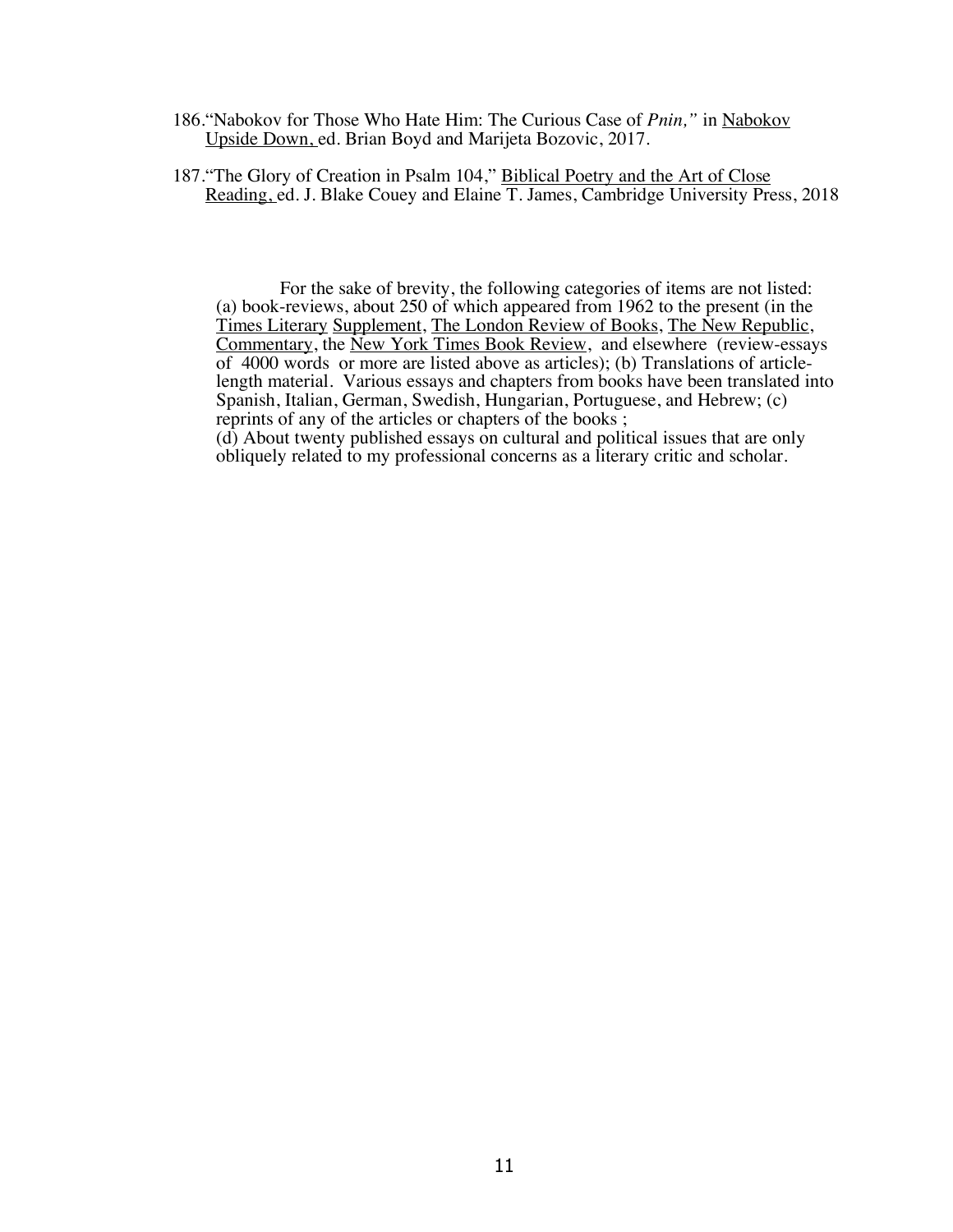186. "Nabokov for Those Who Hate Him: The Curious Case of *Pnin,*" in Nabokov Upside Down, ed. Brian Boyd and Marijeta Bozovic, 2017.

187. "The Glory of Creation in Psalm 104," Biblical Poetry and the Art of Close Reading, ed. J. Blake Couey and Elaine T. James, Cambridge University Press, 2018

For the sake of brevity, the following categories of items are not listed: (a) book-reviews, about 250 of which appeared from 1962 to the present (in the Times Literary Supplement, The London Review of Books, The New Republic, Commentary, the New York Times Book Review, and elsewhere (review-essays of 4000 words or more are listed above as articles); (b) Translations of article-length material. Various essays and chapters from books have been translated into Spanish, Italian, German, Swedish, Hungarian, Portuguese, and Hebrew; (c) reprints of any of the articles or chapters of the books ;
(d) About twenty published essays on cultural and political issues that are only obliquely related to my professional concerns as a literary critic and scholar.